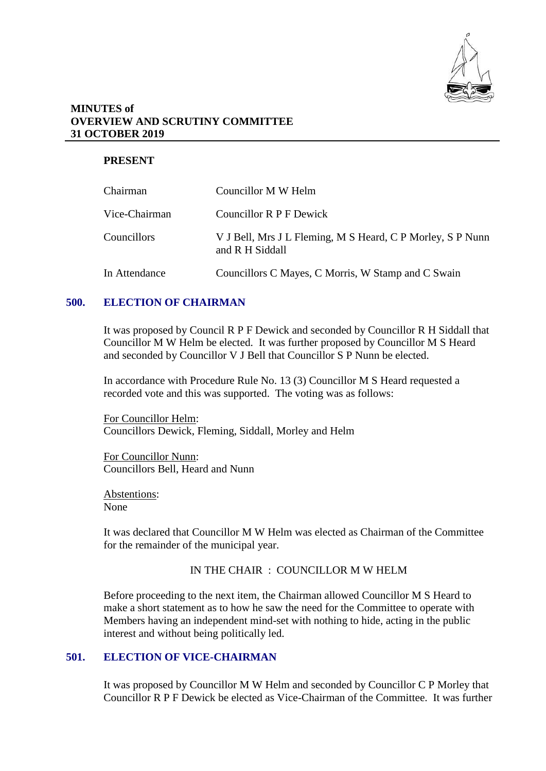**MINUTES of**
**OVERVIEW AND SCRUTINY COMMITTEE**
**31 OCTOBER 2019**

**PRESENT**

| | |
|---|---|
| Chairman | Councillor M W Helm |
| Vice-Chairman | Councillor R P F Dewick |
| Councillors | V J Bell, Mrs J L Fleming, M S Heard, C P Morley, S P Nunn and R H Siddall |
| In Attendance | Councillors C Mayes, C Morris, W Stamp and C Swain |

## 500. ELECTION OF CHAIRMAN

It was proposed by Council R P F Dewick and seconded by Councillor R H Siddall that Councillor M W Helm be elected. It was further proposed by Councillor M S Heard and seconded by Councillor V J Bell that Councillor S P Nunn be elected.

In accordance with Procedure Rule No. 13 (3) Councillor M S Heard requested a recorded vote and this was supported. The voting was as follows:

For Councillor Helm:
Councillors Dewick, Fleming, Siddall, Morley and Helm

For Councillor Nunn:
Councillors Bell, Heard and Nunn

Abstentions:
None

It was declared that Councillor M W Helm was elected as Chairman of the Committee for the remainder of the municipal year.

IN THE CHAIR : COUNCILLOR M W HELM

Before proceeding to the next item, the Chairman allowed Councillor M S Heard to make a short statement as to how he saw the need for the Committee to operate with Members having an independent mind-set with nothing to hide, acting in the public interest and without being politically led.

## 501. ELECTION OF VICE-CHAIRMAN

It was proposed by Councillor M W Helm and seconded by Councillor C P Morley that Councillor R P F Dewick be elected as Vice-Chairman of the Committee. It was further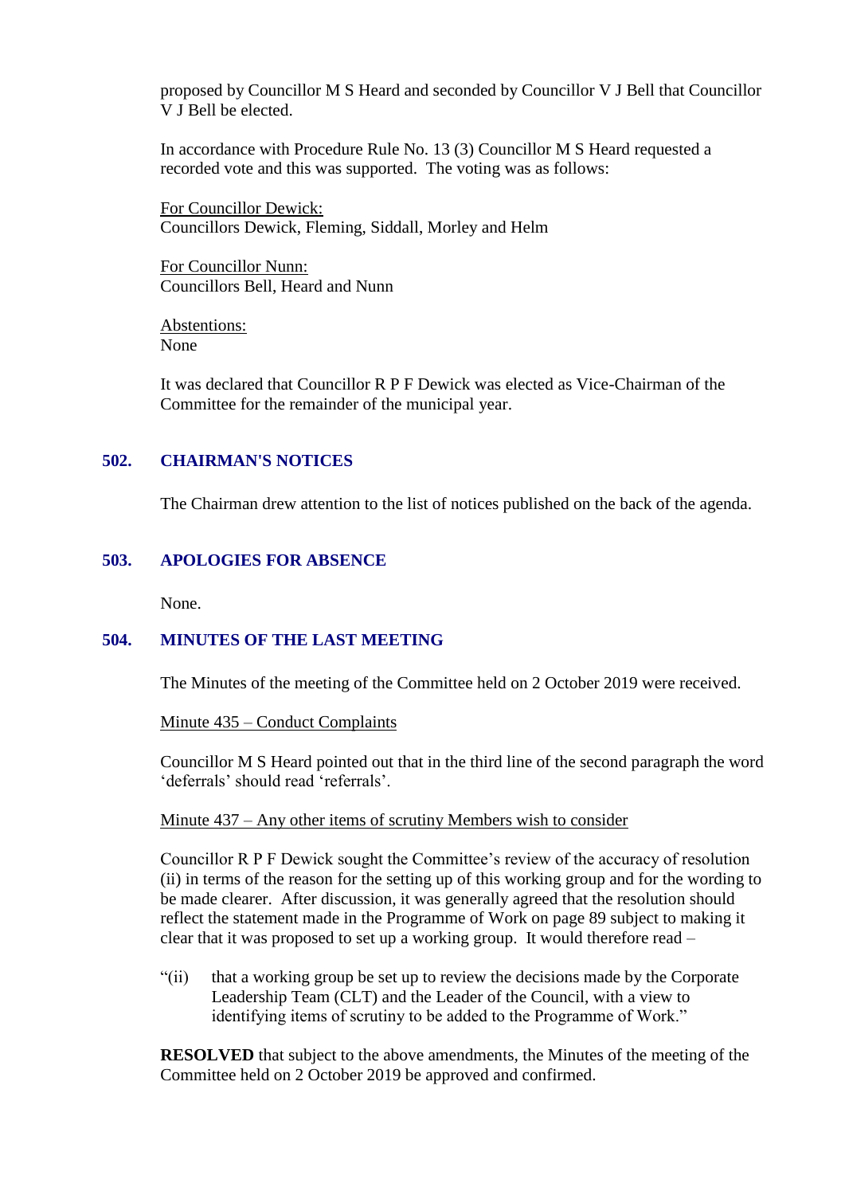proposed by Councillor M S Heard and seconded by Councillor V J Bell that Councillor V J Bell be elected.

In accordance with Procedure Rule No. 13 (3) Councillor M S Heard requested a recorded vote and this was supported. The voting was as follows:

For Councillor Dewick:
Councillors Dewick, Fleming, Siddall, Morley and Helm

For Councillor Nunn:
Councillors Bell, Heard and Nunn

Abstentions:
None

It was declared that Councillor R P F Dewick was elected as Vice-Chairman of the Committee for the remainder of the municipal year.

## 502. CHAIRMAN'S NOTICES

The Chairman drew attention to the list of notices published on the back of the agenda.

## 503. APOLOGIES FOR ABSENCE

None.

## 504. MINUTES OF THE LAST MEETING

The Minutes of the meeting of the Committee held on 2 October 2019 were received.

Minute 435 – Conduct Complaints

Councillor M S Heard pointed out that in the third line of the second paragraph the word 'deferrals' should read 'referrals'.

Minute 437 – Any other items of scrutiny Members wish to consider

Councillor R P F Dewick sought the Committee's review of the accuracy of resolution (ii) in terms of the reason for the setting up of this working group and for the wording to be made clearer. After discussion, it was generally agreed that the resolution should reflect the statement made in the Programme of Work on page 89 subject to making it clear that it was proposed to set up a working group. It would therefore read –

"(ii) that a working group be set up to review the decisions made by the Corporate Leadership Team (CLT) and the Leader of the Council, with a view to identifying items of scrutiny to be added to the Programme of Work."

**RESOLVED** that subject to the above amendments, the Minutes of the meeting of the Committee held on 2 October 2019 be approved and confirmed.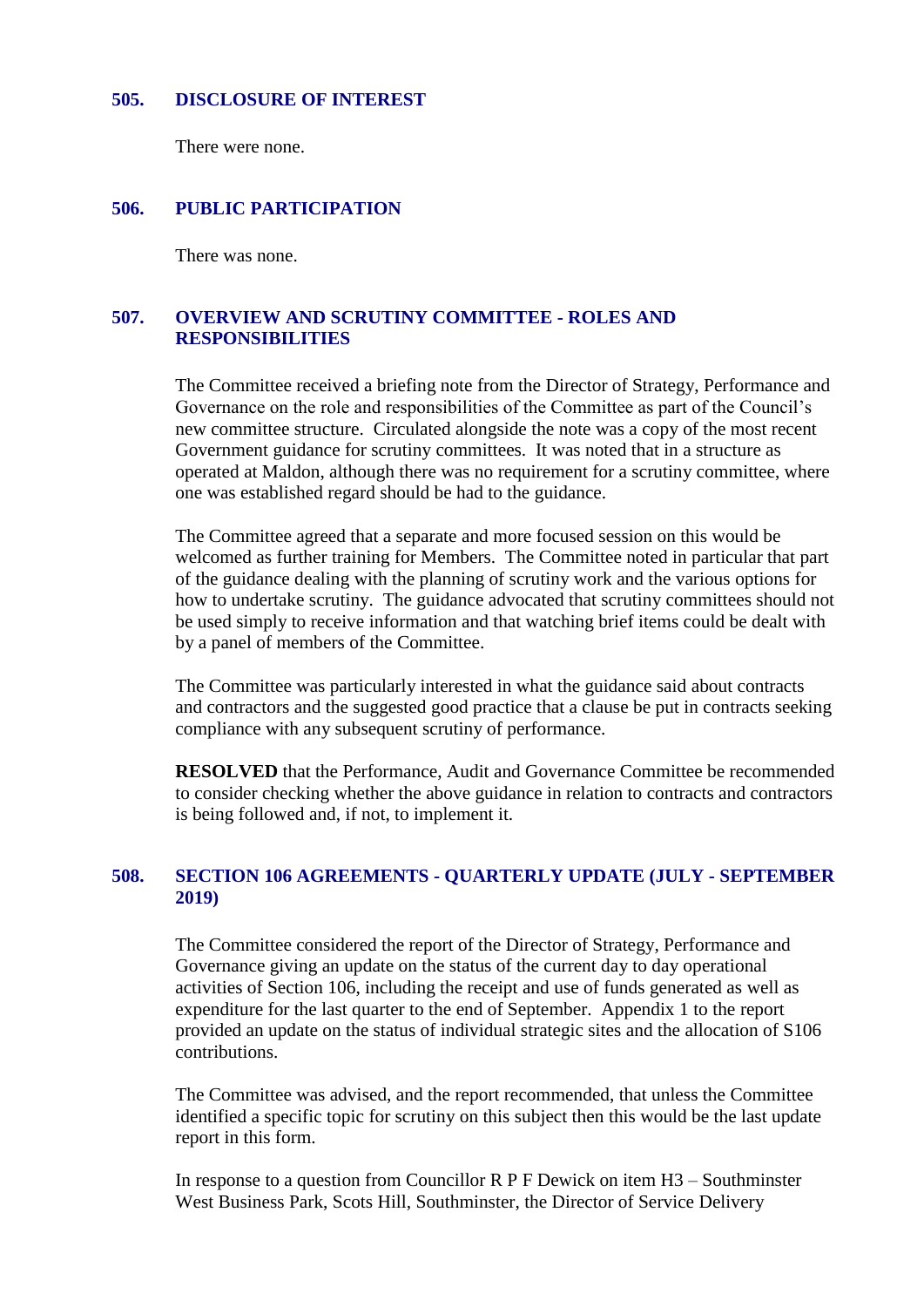## 505. DISCLOSURE OF INTEREST

There were none.

## 506. PUBLIC PARTICIPATION

There was none.

## 507. OVERVIEW AND SCRUTINY COMMITTEE - ROLES AND RESPONSIBILITIES

The Committee received a briefing note from the Director of Strategy, Performance and Governance on the role and responsibilities of the Committee as part of the Council's new committee structure. Circulated alongside the note was a copy of the most recent Government guidance for scrutiny committees. It was noted that in a structure as operated at Maldon, although there was no requirement for a scrutiny committee, where one was established regard should be had to the guidance.

The Committee agreed that a separate and more focused session on this would be welcomed as further training for Members. The Committee noted in particular that part of the guidance dealing with the planning of scrutiny work and the various options for how to undertake scrutiny. The guidance advocated that scrutiny committees should not be used simply to receive information and that watching brief items could be dealt with by a panel of members of the Committee.

The Committee was particularly interested in what the guidance said about contracts and contractors and the suggested good practice that a clause be put in contracts seeking compliance with any subsequent scrutiny of performance.

**RESOLVED** that the Performance, Audit and Governance Committee be recommended to consider checking whether the above guidance in relation to contracts and contractors is being followed and, if not, to implement it.

## 508. SECTION 106 AGREEMENTS - QUARTERLY UPDATE (JULY - SEPTEMBER 2019)

The Committee considered the report of the Director of Strategy, Performance and Governance giving an update on the status of the current day to day operational activities of Section 106, including the receipt and use of funds generated as well as expenditure for the last quarter to the end of September. Appendix 1 to the report provided an update on the status of individual strategic sites and the allocation of S106 contributions.

The Committee was advised, and the report recommended, that unless the Committee identified a specific topic for scrutiny on this subject then this would be the last update report in this form.

In response to a question from Councillor R P F Dewick on item H3 – Southminster West Business Park, Scots Hill, Southminster, the Director of Service Delivery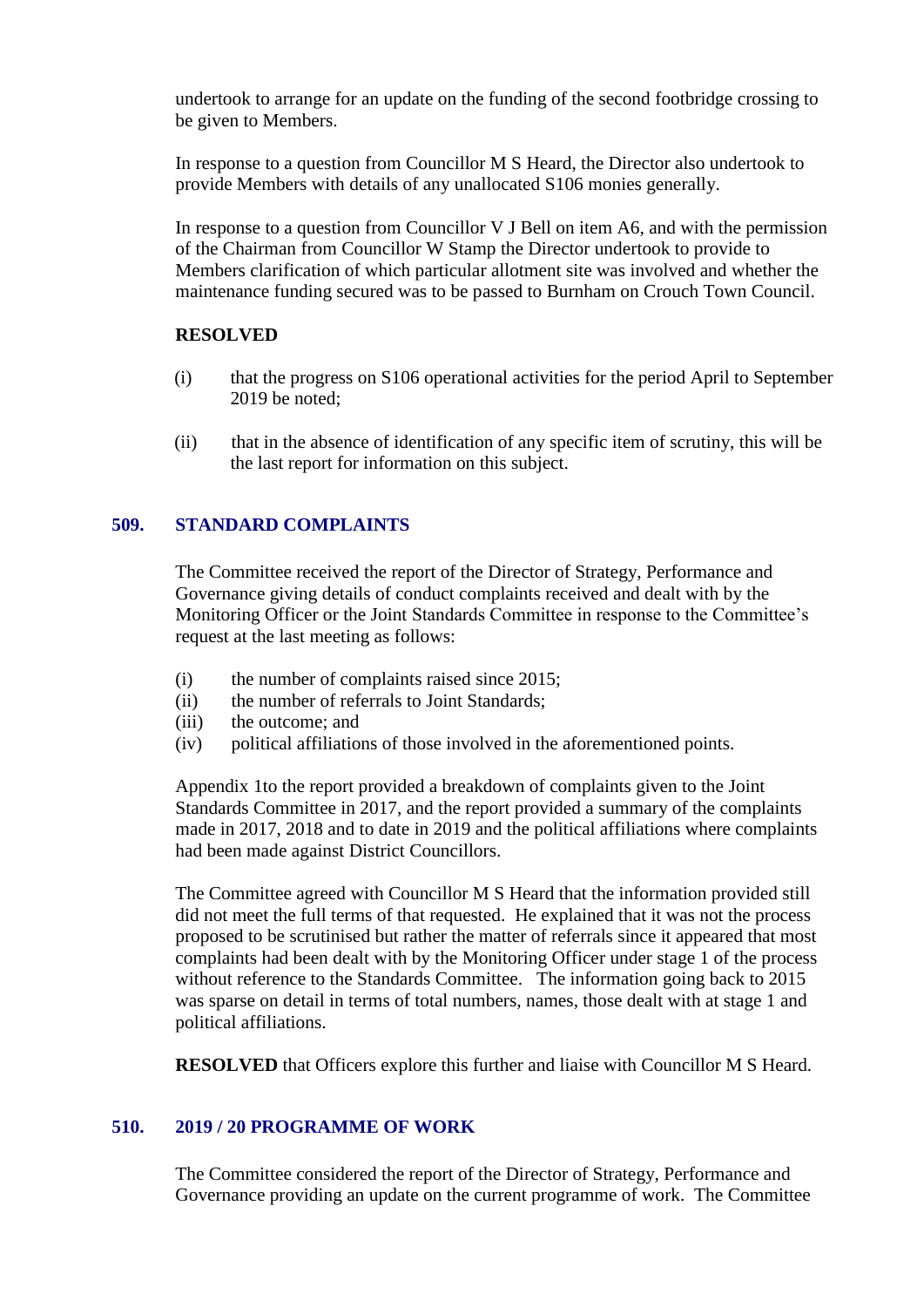undertook to arrange for an update on the funding of the second footbridge crossing to be given to Members.

In response to a question from Councillor M S Heard, the Director also undertook to provide Members with details of any unallocated S106 monies generally.

In response to a question from Councillor V J Bell on item A6, and with the permission of the Chairman from Councillor W Stamp the Director undertook to provide to Members clarification of which particular allotment site was involved and whether the maintenance funding secured was to be passed to Burnham on Crouch Town Council.

**RESOLVED**

(i) that the progress on S106 operational activities for the period April to September 2019 be noted;

(ii) that in the absence of identification of any specific item of scrutiny, this will be the last report for information on this subject.

## 509. STANDARD COMPLAINTS

The Committee received the report of the Director of Strategy, Performance and Governance giving details of conduct complaints received and dealt with by the Monitoring Officer or the Joint Standards Committee in response to the Committee's request at the last meeting as follows:

(i) the number of complaints raised since 2015;
(ii) the number of referrals to Joint Standards;
(iii) the outcome; and
(iv) political affiliations of those involved in the aforementioned points.

Appendix 1to the report provided a breakdown of complaints given to the Joint Standards Committee in 2017, and the report provided a summary of the complaints made in 2017, 2018 and to date in 2019 and the political affiliations where complaints had been made against District Councillors.

The Committee agreed with Councillor M S Heard that the information provided still did not meet the full terms of that requested. He explained that it was not the process proposed to be scrutinised but rather the matter of referrals since it appeared that most complaints had been dealt with by the Monitoring Officer under stage 1 of the process without reference to the Standards Committee. The information going back to 2015 was sparse on detail in terms of total numbers, names, those dealt with at stage 1 and political affiliations.

**RESOLVED** that Officers explore this further and liaise with Councillor M S Heard.

## 510. 2019 / 20 PROGRAMME OF WORK

The Committee considered the report of the Director of Strategy, Performance and Governance providing an update on the current programme of work. The Committee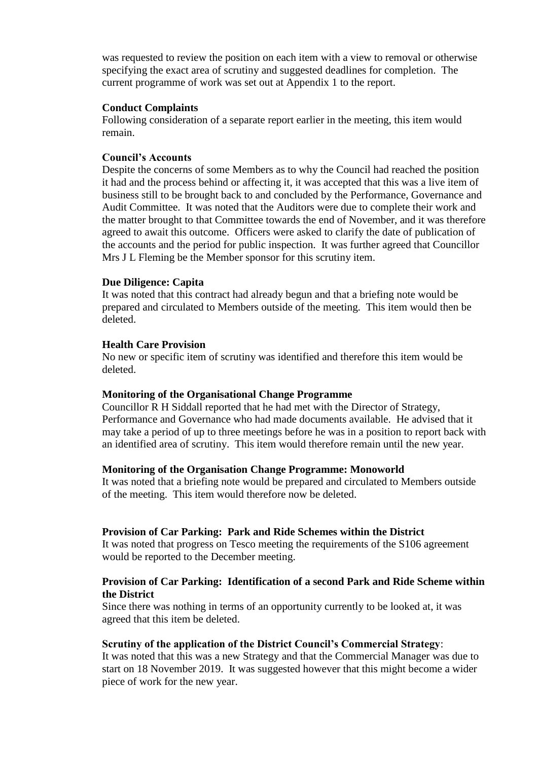was requested to review the position on each item with a view to removal or otherwise specifying the exact area of scrutiny and suggested deadlines for completion. The current programme of work was set out at Appendix 1 to the report.

**Conduct Complaints**

Following consideration of a separate report earlier in the meeting, this item would remain.

**Council's Accounts**

Despite the concerns of some Members as to why the Council had reached the position it had and the process behind or affecting it, it was accepted that this was a live item of business still to be brought back to and concluded by the Performance, Governance and Audit Committee. It was noted that the Auditors were due to complete their work and the matter brought to that Committee towards the end of November, and it was therefore agreed to await this outcome. Officers were asked to clarify the date of publication of the accounts and the period for public inspection. It was further agreed that Councillor Mrs J L Fleming be the Member sponsor for this scrutiny item.

**Due Diligence: Capita**

It was noted that this contract had already begun and that a briefing note would be prepared and circulated to Members outside of the meeting. This item would then be deleted.

**Health Care Provision**

No new or specific item of scrutiny was identified and therefore this item would be deleted.

**Monitoring of the Organisational Change Programme**

Councillor R H Siddall reported that he had met with the Director of Strategy, Performance and Governance who had made documents available. He advised that it may take a period of up to three meetings before he was in a position to report back with an identified area of scrutiny. This item would therefore remain until the new year.

**Monitoring of the Organisation Change Programme: Monoworld**

It was noted that a briefing note would be prepared and circulated to Members outside of the meeting. This item would therefore now be deleted.

**Provision of Car Parking: Park and Ride Schemes within the District**

It was noted that progress on Tesco meeting the requirements of the S106 agreement would be reported to the December meeting.

**Provision of Car Parking: Identification of a second Park and Ride Scheme within the District**

Since there was nothing in terms of an opportunity currently to be looked at, it was agreed that this item be deleted.

**Scrutiny of the application of the District Council's Commercial Strategy**:

It was noted that this was a new Strategy and that the Commercial Manager was due to start on 18 November 2019. It was suggested however that this might become a wider piece of work for the new year.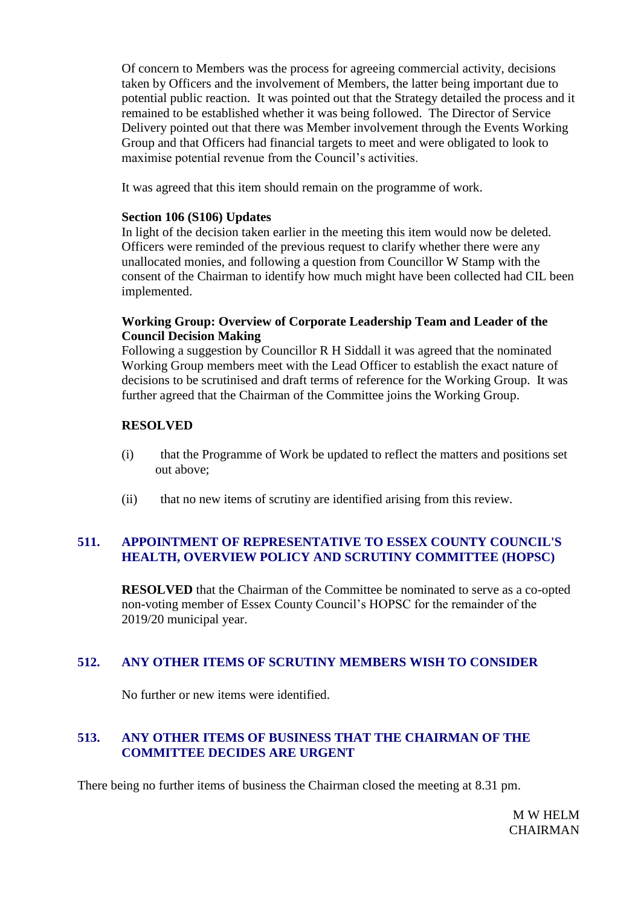Of concern to Members was the process for agreeing commercial activity, decisions taken by Officers and the involvement of Members, the latter being important due to potential public reaction. It was pointed out that the Strategy detailed the process and it remained to be established whether it was being followed. The Director of Service Delivery pointed out that there was Member involvement through the Events Working Group and that Officers had financial targets to meet and were obligated to look to maximise potential revenue from the Council's activities.

It was agreed that this item should remain on the programme of work.

**Section 106 (S106) Updates**
In light of the decision taken earlier in the meeting this item would now be deleted. Officers were reminded of the previous request to clarify whether there were any unallocated monies, and following a question from Councillor W Stamp with the consent of the Chairman to identify how much might have been collected had CIL been implemented.

**Working Group: Overview of Corporate Leadership Team and Leader of the Council Decision Making**
Following a suggestion by Councillor R H Siddall it was agreed that the nominated Working Group members meet with the Lead Officer to establish the exact nature of decisions to be scrutinised and draft terms of reference for the Working Group. It was further agreed that the Chairman of the Committee joins the Working Group.

**RESOLVED**

(i) that the Programme of Work be updated to reflect the matters and positions set out above;

(ii) that no new items of scrutiny are identified arising from this review.

## 511. APPOINTMENT OF REPRESENTATIVE TO ESSEX COUNTY COUNCIL'S HEALTH, OVERVIEW POLICY AND SCRUTINY COMMITTEE (HOPSC)

**RESOLVED** that the Chairman of the Committee be nominated to serve as a co-opted non-voting member of Essex County Council's HOPSC for the remainder of the 2019/20 municipal year.

## 512. ANY OTHER ITEMS OF SCRUTINY MEMBERS WISH TO CONSIDER

No further or new items were identified.

## 513. ANY OTHER ITEMS OF BUSINESS THAT THE CHAIRMAN OF THE COMMITTEE DECIDES ARE URGENT

There being no further items of business the Chairman closed the meeting at 8.31 pm.

M W HELM
CHAIRMAN